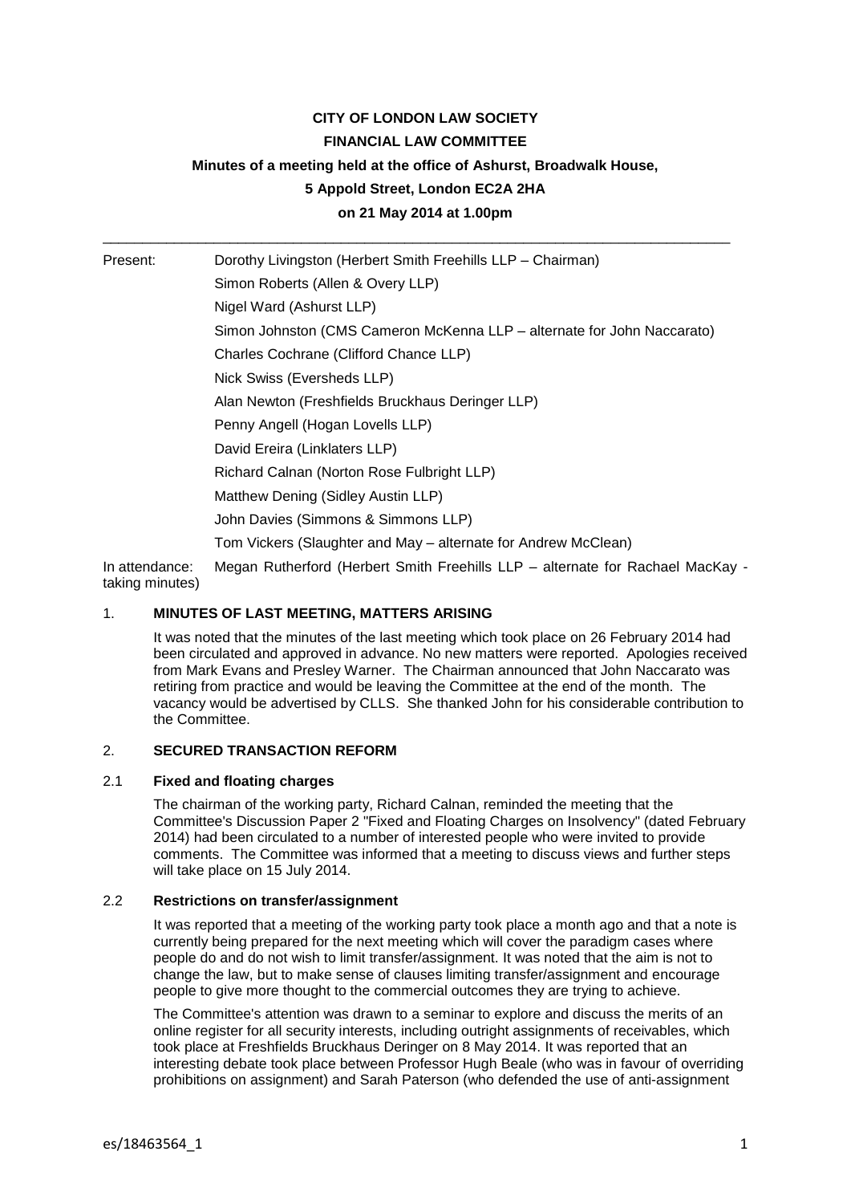**CITY OF LONDON LAW SOCIETY**

**FINANCIAL LAW COMMITTEE**

**Minutes of a meeting held at the office of Ashurst, Broadwalk House,**

**5 Appold Street, London EC2A 2HA**

**on 21 May 2014 at 1.00pm**

---

| | |
|---|---|
| Present: | Dorothy Livingston (Herbert Smith Freehills LLP – Chairman) |
| | Simon Roberts (Allen & Overy LLP) |
| | Nigel Ward (Ashurst LLP) |
| | Simon Johnston (CMS Cameron McKenna LLP – alternate for John Naccarato) |
| | Charles Cochrane (Clifford Chance LLP) |
| | Nick Swiss (Eversheds LLP) |
| | Alan Newton (Freshfields Bruckhaus Deringer LLP) |
| | Penny Angell (Hogan Lovells LLP) |
| | David Ereira (Linklaters LLP) |
| | Richard Calnan (Norton Rose Fulbright LLP) |
| | Matthew Dening (Sidley Austin LLP) |
| | John Davies (Simmons & Simmons LLP) |
| | Tom Vickers (Slaughter and May – alternate for Andrew McClean) |
| In attendance: taking minutes) | Megan Rutherford (Herbert Smith Freehills LLP – alternate for Rachael MacKay - |

## 1. MINUTES OF LAST MEETING, MATTERS ARISING

It was noted that the minutes of the last meeting which took place on 26 February 2014 had been circulated and approved in advance. No new matters were reported. Apologies received from Mark Evans and Presley Warner. The Chairman announced that John Naccarato was retiring from practice and would be leaving the Committee at the end of the month. The vacancy would be advertised by CLLS. She thanked John for his considerable contribution to the Committee.

## 2. SECURED TRANSACTION REFORM

### 2.1 Fixed and floating charges

The chairman of the working party, Richard Calnan, reminded the meeting that the Committee's Discussion Paper 2 "Fixed and Floating Charges on Insolvency" (dated February 2014) had been circulated to a number of interested people who were invited to provide comments. The Committee was informed that a meeting to discuss views and further steps will take place on 15 July 2014.

### 2.2 Restrictions on transfer/assignment

It was reported that a meeting of the working party took place a month ago and that a note is currently being prepared for the next meeting which will cover the paradigm cases where people do and do not wish to limit transfer/assignment. It was noted that the aim is not to change the law, but to make sense of clauses limiting transfer/assignment and encourage people to give more thought to the commercial outcomes they are trying to achieve.

The Committee's attention was drawn to a seminar to explore and discuss the merits of an online register for all security interests, including outright assignments of receivables, which took place at Freshfields Bruckhaus Deringer on 8 May 2014. It was reported that an interesting debate took place between Professor Hugh Beale (who was in favour of overriding prohibitions on assignment) and Sarah Paterson (who defended the use of anti-assignment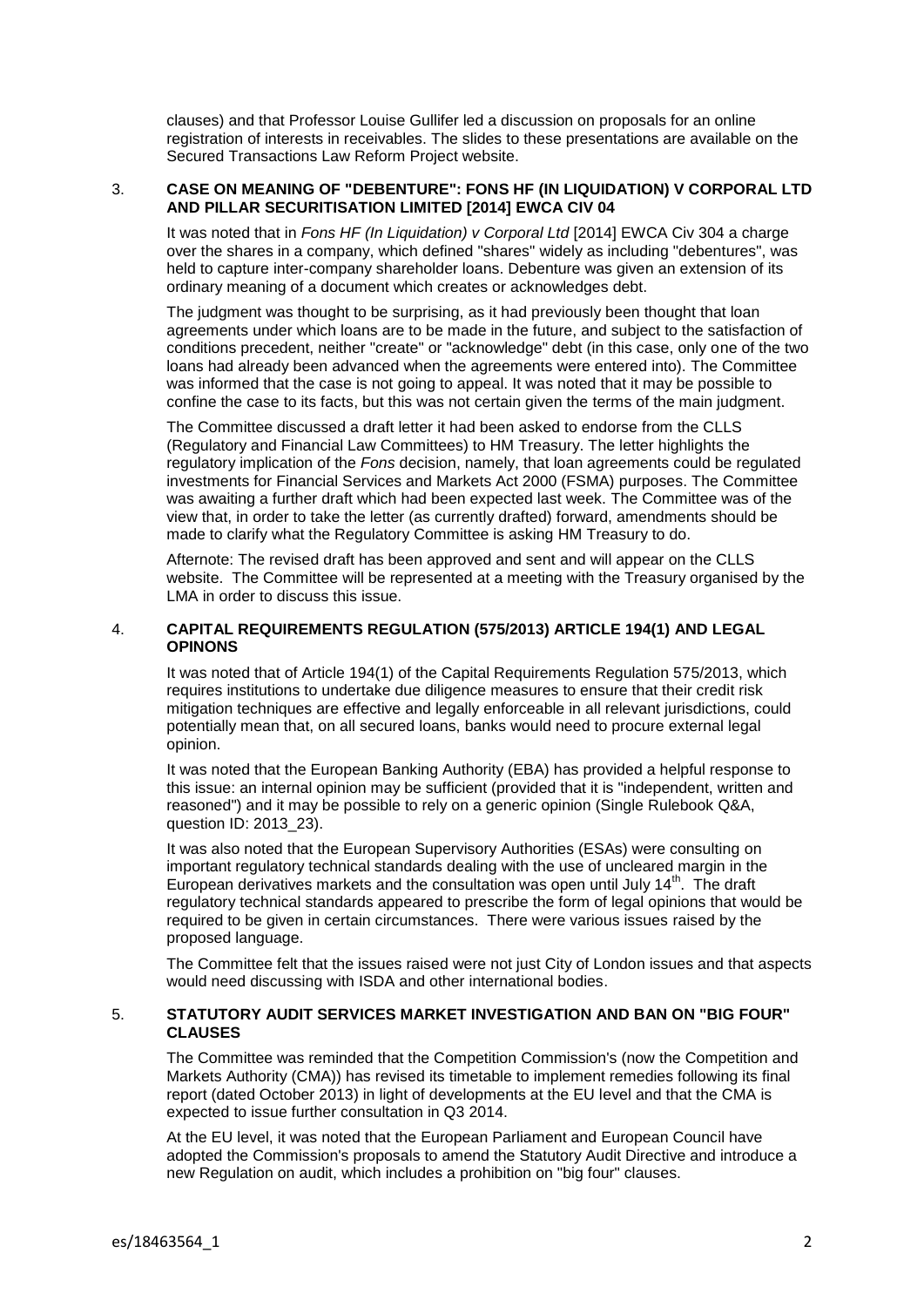clauses) and that Professor Louise Gullifer led a discussion on proposals for an online registration of interests in receivables. The slides to these presentations are available on the Secured Transactions Law Reform Project website.

### 3. CASE ON MEANING OF "DEBENTURE": FONS HF (IN LIQUIDATION) V CORPORAL LTD AND PILLAR SECURITISATION LIMITED [2014] EWCA CIV 04

It was noted that in *Fons HF (In Liquidation) v Corporal Ltd* [2014] EWCA Civ 304 a charge over the shares in a company, which defined "shares" widely as including "debentures", was held to capture inter-company shareholder loans. Debenture was given an extension of its ordinary meaning of a document which creates or acknowledges debt.

The judgment was thought to be surprising, as it had previously been thought that loan agreements under which loans are to be made in the future, and subject to the satisfaction of conditions precedent, neither "create" or "acknowledge" debt (in this case, only one of the two loans had already been advanced when the agreements were entered into). The Committee was informed that the case is not going to appeal. It was noted that it may be possible to confine the case to its facts, but this was not certain given the terms of the main judgment.

The Committee discussed a draft letter it had been asked to endorse from the CLLS (Regulatory and Financial Law Committees) to HM Treasury. The letter highlights the regulatory implication of the *Fons* decision, namely, that loan agreements could be regulated investments for Financial Services and Markets Act 2000 (FSMA) purposes. The Committee was awaiting a further draft which had been expected last week. The Committee was of the view that, in order to take the letter (as currently drafted) forward, amendments should be made to clarify what the Regulatory Committee is asking HM Treasury to do.

Afternote: The revised draft has been approved and sent and will appear on the CLLS website. The Committee will be represented at a meeting with the Treasury organised by the LMA in order to discuss this issue.

### 4. CAPITAL REQUIREMENTS REGULATION (575/2013) ARTICLE 194(1) AND LEGAL OPINONS

It was noted that of Article 194(1) of the Capital Requirements Regulation 575/2013, which requires institutions to undertake due diligence measures to ensure that their credit risk mitigation techniques are effective and legally enforceable in all relevant jurisdictions, could potentially mean that, on all secured loans, banks would need to procure external legal opinion.

It was noted that the European Banking Authority (EBA) has provided a helpful response to this issue: an internal opinion may be sufficient (provided that it is "independent, written and reasoned") and it may be possible to rely on a generic opinion (Single Rulebook Q&A, question ID: 2013_23).

It was also noted that the European Supervisory Authorities (ESAs) were consulting on important regulatory technical standards dealing with the use of uncleared margin in the European derivatives markets and the consultation was open until July 14th. The draft regulatory technical standards appeared to prescribe the form of legal opinions that would be required to be given in certain circumstances. There were various issues raised by the proposed language.

The Committee felt that the issues raised were not just City of London issues and that aspects would need discussing with ISDA and other international bodies.

### 5. STATUTORY AUDIT SERVICES MARKET INVESTIGATION AND BAN ON "BIG FOUR" CLAUSES

The Committee was reminded that the Competition Commission's (now the Competition and Markets Authority (CMA)) has revised its timetable to implement remedies following its final report (dated October 2013) in light of developments at the EU level and that the CMA is expected to issue further consultation in Q3 2014.

At the EU level, it was noted that the European Parliament and European Council have adopted the Commission's proposals to amend the Statutory Audit Directive and introduce a new Regulation on audit, which includes a prohibition on "big four" clauses.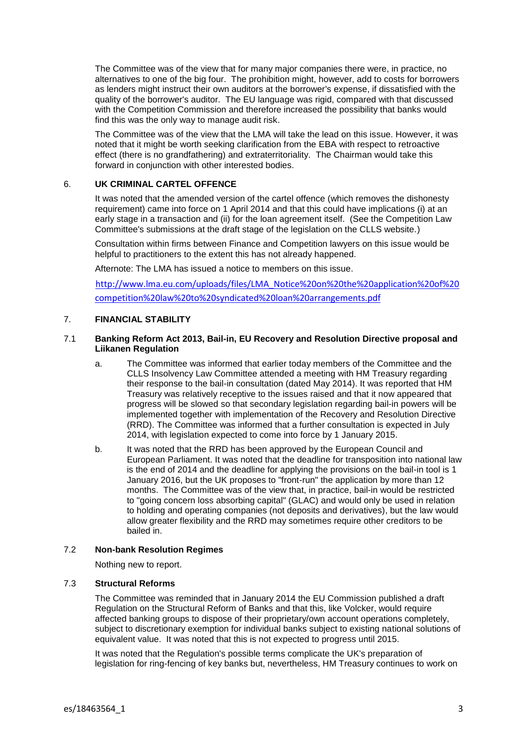The Committee was of the view that for many major companies there were, in practice, no alternatives to one of the big four. The prohibition might, however, add to costs for borrowers as lenders might instruct their own auditors at the borrower's expense, if dissatisfied with the quality of the borrower's auditor. The EU language was rigid, compared with that discussed with the Competition Commission and therefore increased the possibility that banks would find this was the only way to manage audit risk.

The Committee was of the view that the LMA will take the lead on this issue. However, it was noted that it might be worth seeking clarification from the EBA with respect to retroactive effect (there is no grandfathering) and extraterritoriality. The Chairman would take this forward in conjunction with other interested bodies.

## 6. UK CRIMINAL CARTEL OFFENCE

It was noted that the amended version of the cartel offence (which removes the dishonesty requirement) came into force on 1 April 2014 and that this could have implications (i) at an early stage in a transaction and (ii) for the loan agreement itself. (See the Competition Law Committee's submissions at the draft stage of the legislation on the CLLS website.)

Consultation within firms between Finance and Competition lawyers on this issue would be helpful to practitioners to the extent this has not already happened.

Afternote: The LMA has issued a notice to members on this issue.

http://www.lma.eu.com/uploads/files/LMA_Notice%20on%20the%20application%20of%20competition%20law%20to%20syndicated%20loan%20arrangements.pdf

## 7. FINANCIAL STABILITY

### 7.1 Banking Reform Act 2013, Bail-in, EU Recovery and Resolution Directive proposal and Liikanen Regulation

a. The Committee was informed that earlier today members of the Committee and the CLLS Insolvency Law Committee attended a meeting with HM Treasury regarding their response to the bail-in consultation (dated May 2014). It was reported that HM Treasury was relatively receptive to the issues raised and that it now appeared that progress will be slowed so that secondary legislation regarding bail-in powers will be implemented together with implementation of the Recovery and Resolution Directive (RRD). The Committee was informed that a further consultation is expected in July 2014, with legislation expected to come into force by 1 January 2015.

b. It was noted that the RRD has been approved by the European Council and European Parliament. It was noted that the deadline for transposition into national law is the end of 2014 and the deadline for applying the provisions on the bail-in tool is 1 January 2016, but the UK proposes to "front-run" the application by more than 12 months. The Committee was of the view that, in practice, bail-in would be restricted to "going concern loss absorbing capital" (GLAC) and would only be used in relation to holding and operating companies (not deposits and derivatives), but the law would allow greater flexibility and the RRD may sometimes require other creditors to be bailed in.

### 7.2 Non-bank Resolution Regimes

Nothing new to report.

### 7.3 Structural Reforms

The Committee was reminded that in January 2014 the EU Commission published a draft Regulation on the Structural Reform of Banks and that this, like Volcker, would require affected banking groups to dispose of their proprietary/own account operations completely, subject to discretionary exemption for individual banks subject to existing national solutions of equivalent value. It was noted that this is not expected to progress until 2015.

It was noted that the Regulation's possible terms complicate the UK's preparation of legislation for ring-fencing of key banks but, nevertheless, HM Treasury continues to work on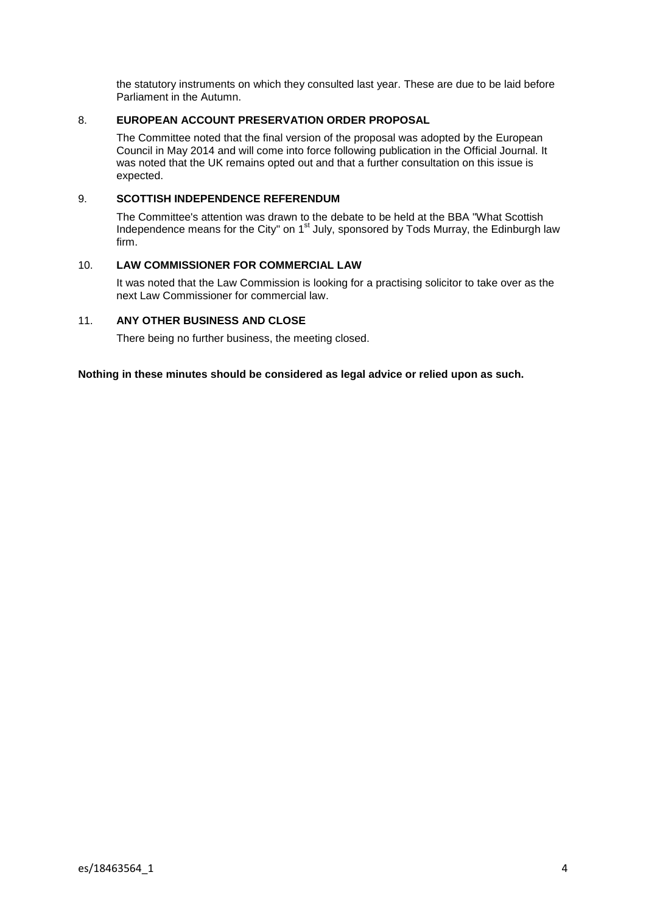the statutory instruments on which they consulted last year. These are due to be laid before Parliament in the Autumn.

## 8. EUROPEAN ACCOUNT PRESERVATION ORDER PROPOSAL

The Committee noted that the final version of the proposal was adopted by the European Council in May 2014 and will come into force following publication in the Official Journal. It was noted that the UK remains opted out and that a further consultation on this issue is expected.

## 9. SCOTTISH INDEPENDENCE REFERENDUM

The Committee's attention was drawn to the debate to be held at the BBA "What Scottish Independence means for the City" on 1st July, sponsored by Tods Murray, the Edinburgh law firm.

## 10. LAW COMMISSIONER FOR COMMERCIAL LAW

It was noted that the Law Commission is looking for a practising solicitor to take over as the next Law Commissioner for commercial law.

## 11. ANY OTHER BUSINESS AND CLOSE

There being no further business, the meeting closed.

**Nothing in these minutes should be considered as legal advice or relied upon as such.**